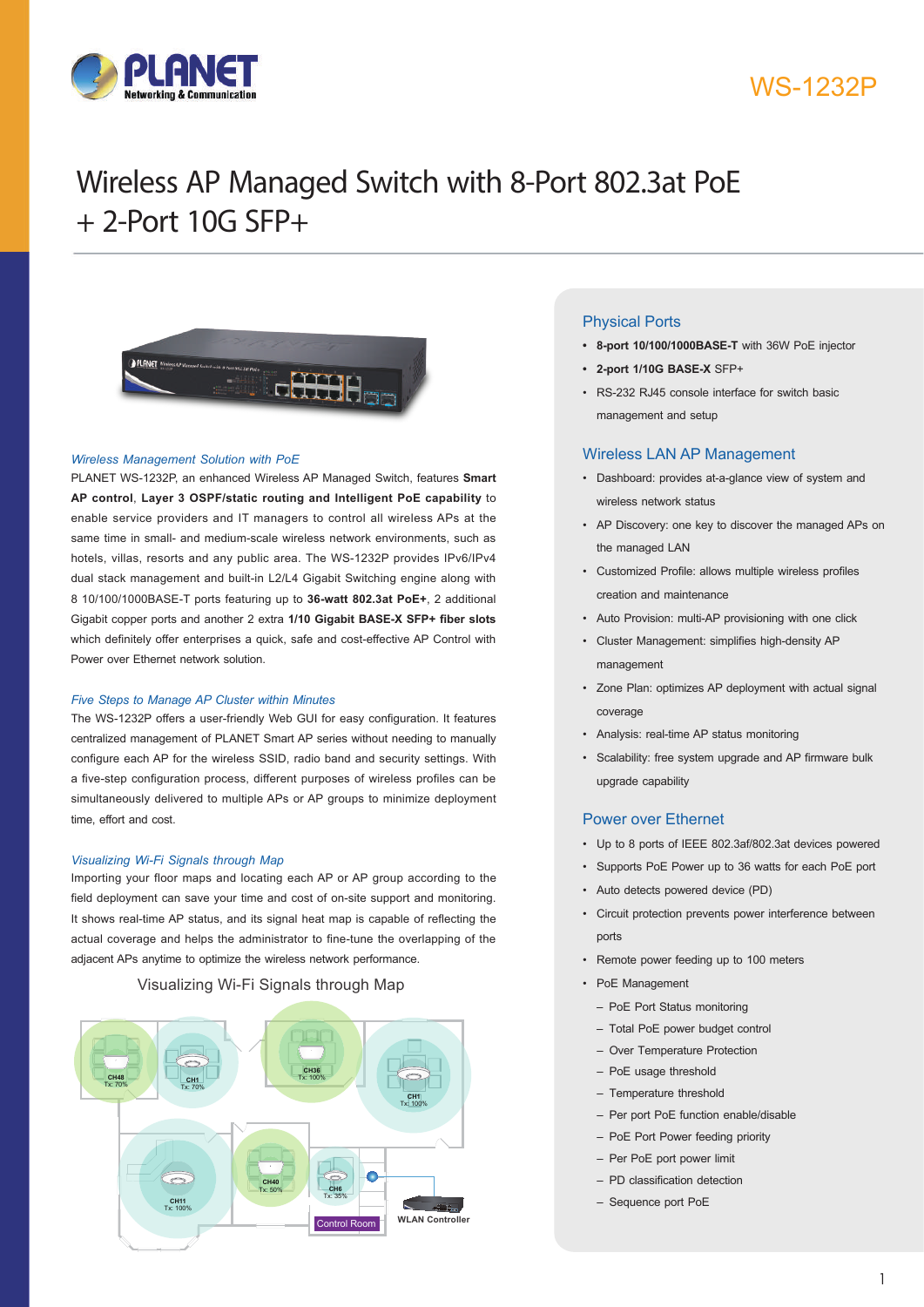WS-1232P

# Wireless AP Managed Switch with 8-Port 802.3at PoE + 2-Port 10G SFP+

### *Wireless Management Solution with PoE*

PLANET WS-1232P, an enhanced Wireless AP Managed Switch, features **Smart AP control**, **Layer 3 OSPF/static routing and Intelligent PoE capability** to enable service providers and IT managers to control all wireless APs at the same time in small- and medium-scale wireless network environments, such as hotels, villas, resorts and any public area. The WS-1232P provides IPv6/IPv4 dual stack management and built-in L2/L4 Gigabit Switching engine along with 8 10/100/1000BASE-T ports featuring up to **36-watt 802.3at PoE+**, 2 additional Gigabit copper ports and another 2 extra **1/10 Gigabit BASE-X SFP+ fiber slots** which definitely offer enterprises a quick, safe and cost-effective AP Control with Power over Ethernet network solution.

### *Five Steps to Manage AP Cluster within Minutes*

The WS-1232P offers a user-friendly Web GUI for easy configuration. It features centralized management of PLANET Smart AP series without needing to manually configure each AP for the wireless SSID, radio band and security settings. With a five-step configuration process, different purposes of wireless profiles can be simultaneously delivered to multiple APs or AP groups to minimize deployment time, effort and cost.

### *Visualizing Wi-Fi Signals through Map*

Importing your floor maps and locating each AP or AP group according to the field deployment can save your time and cost of on-site support and monitoring. It shows real-time AP status, and its signal heat map is capable of reflecting the actual coverage and helps the administrator to fine-tune the overlapping of the adjacent APs anytime to optimize the wireless network performance.

Visualizing Wi-Fi Signals through Map

## Physical Ports

- **8-port 10/100/1000BASE-T** with 36W PoE injector
- **2-port 1/10G BASE-X** SFP+
- RS-232 RJ45 console interface for switch basic management and setup

## Wireless LAN AP Management

- Dashboard: provides at-a-glance view of system and wireless network status
- AP Discovery: one key to discover the managed APs on the managed LAN
- Customized Profile: allows multiple wireless profiles creation and maintenance
- Auto Provision: multi-AP provisioning with one click
- Cluster Management: simplifies high-density AP management
- Zone Plan: optimizes AP deployment with actual signal coverage
- Analysis: real-time AP status monitoring
- Scalability: free system upgrade and AP firmware bulk upgrade capability

## Power over Ethernet

- Up to 8 ports of IEEE 802.3af/802.3at devices powered
- Supports PoE Power up to 36 watts for each PoE port
- Auto detects powered device (PD)
- Circuit protection prevents power interference between ports
- Remote power feeding up to 100 meters
- PoE Management
  - PoE Port Status monitoring
  - Total PoE power budget control
  - Over Temperature Protection
  - PoE usage threshold
  - Temperature threshold
  - Per port PoE function enable/disable
  - PoE Port Power feeding priority
  - Per PoE port power limit
  - PD classification detection
  - Sequence port PoE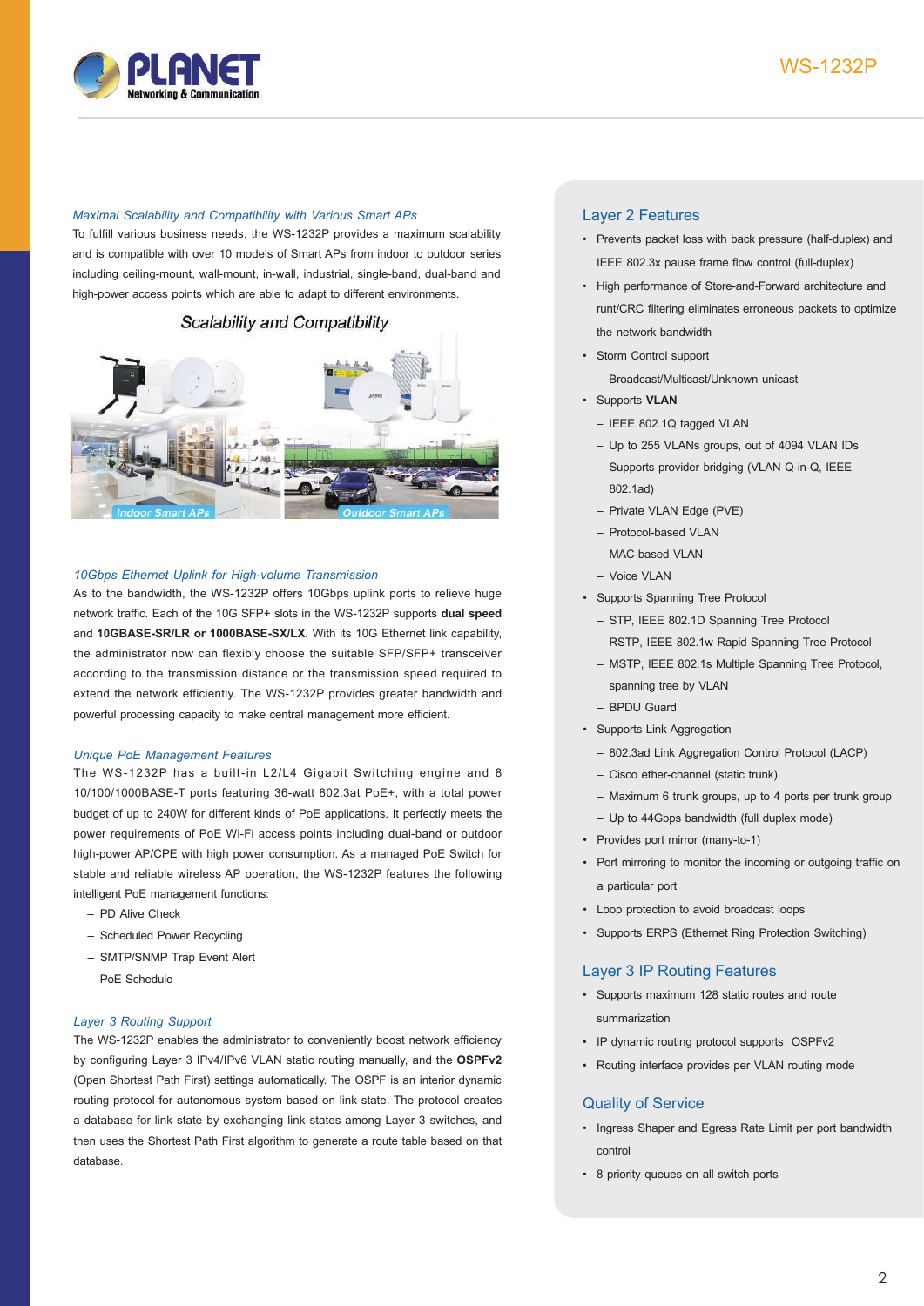### *Maximal Scalability and Compatibility with Various Smart APs*

To fulfill various business needs, the WS-1232P provides a maximum scalability and is compatible with over 10 models of Smart APs from indoor to outdoor series including ceiling-mount, wall-mount, in-wall, industrial, single-band, dual-band and high-power access points which are able to adapt to different environments.

### *10Gbps Ethernet Uplink for High-volume Transmission*

As to the bandwidth, the WS-1232P offers 10Gbps uplink ports to relieve huge network traffic. Each of the 10G SFP+ slots in the WS-1232P supports **dual speed** and **10GBASE-SR/LR or 1000BASE-SX/LX**. With its 10G Ethernet link capability, the administrator now can flexibly choose the suitable SFP/SFP+ transceiver according to the transmission distance or the transmission speed required to extend the network efficiently. The WS-1232P provides greater bandwidth and powerful processing capacity to make central management more efficient.

### *Unique PoE Management Features*

The WS-1232P has a built-in L2/L4 Gigabit Switching engine and 8 10/100/1000BASE-T ports featuring 36-watt 802.3at PoE+, with a total power budget of up to 240W for different kinds of PoE applications. It perfectly meets the power requirements of PoE Wi-Fi access points including dual-band or outdoor high-power AP/CPE with high power consumption. As a managed PoE Switch for stable and reliable wireless AP operation, the WS-1232P features the following intelligent PoE management functions:

- PD Alive Check
- Scheduled Power Recycling
- SMTP/SNMP Trap Event Alert
- PoE Schedule

### *Layer 3 Routing Support*

The WS-1232P enables the administrator to conveniently boost network efficiency by configuring Layer 3 IPv4/IPv6 VLAN static routing manually, and the **OSPFv2** (Open Shortest Path First) settings automatically. The OSPF is an interior dynamic routing protocol for autonomous system based on link state. The protocol creates a database for link state by exchanging link states among Layer 3 switches, and then uses the Shortest Path First algorithm to generate a route table based on that database.

## Layer 2 Features

- Prevents packet loss with back pressure (half-duplex) and IEEE 802.3x pause frame flow control (full-duplex)
- High performance of Store-and-Forward architecture and runt/CRC filtering eliminates erroneous packets to optimize the network bandwidth
- Storm Control support
  - Broadcast/Multicast/Unknown unicast
- Supports **VLAN**
  - IEEE 802.1Q tagged VLAN
  - Up to 255 VLANs groups, out of 4094 VLAN IDs
  - Supports provider bridging (VLAN Q-in-Q, IEEE 802.1ad)
  - Private VLAN Edge (PVE)
  - Protocol-based VLAN
  - MAC-based VLAN
  - Voice VLAN
- Supports Spanning Tree Protocol
  - STP, IEEE 802.1D Spanning Tree Protocol
  - RSTP, IEEE 802.1w Rapid Spanning Tree Protocol
  - MSTP, IEEE 802.1s Multiple Spanning Tree Protocol, spanning tree by VLAN
  - BPDU Guard
- Supports Link Aggregation
  - 802.3ad Link Aggregation Control Protocol (LACP)
  - Cisco ether-channel (static trunk)
  - Maximum 6 trunk groups, up to 4 ports per trunk group
  - Up to 44Gbps bandwidth (full duplex mode)
- Provides port mirror (many-to-1)
- Port mirroring to monitor the incoming or outgoing traffic on a particular port
- Loop protection to avoid broadcast loops
- Supports ERPS (Ethernet Ring Protection Switching)

## Layer 3 IP Routing Features

- Supports maximum 128 static routes and route summarization
- IP dynamic routing protocol supports OSPFv2
- Routing interface provides per VLAN routing mode

## Quality of Service

- Ingress Shaper and Egress Rate Limit per port bandwidth control
- 8 priority queues on all switch ports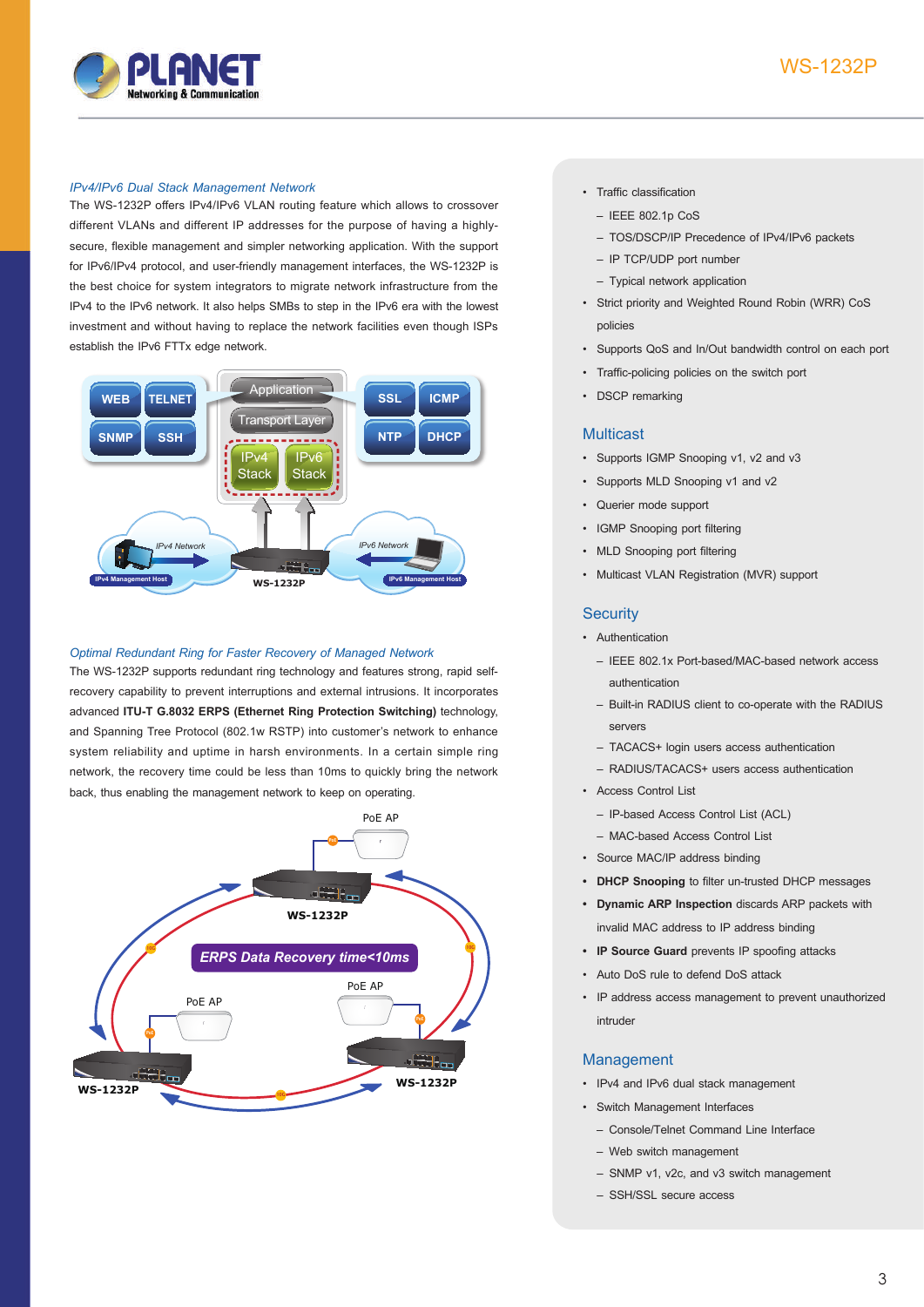### IPv4/IPv6 Dual Stack Management Network

The WS-1232P offers IPv4/IPv6 VLAN routing feature which allows to crossover different VLANs and different IP addresses for the purpose of having a highly-secure, flexible management and simpler networking application. With the support for IPv6/IPv4 protocol, and user-friendly management interfaces, the WS-1232P is the best choice for system integrators to migrate network infrastructure from the IPv4 to the IPv6 network. It also helps SMBs to step in the IPv6 era with the lowest investment and without having to replace the network facilities even though ISPs establish the IPv6 FTTx edge network.

### Optimal Redundant Ring for Faster Recovery of Managed Network

The WS-1232P supports redundant ring technology and features strong, rapid self-recovery capability to prevent interruptions and external intrusions. It incorporates advanced **ITU-T G.8032 ERPS (Ethernet Ring Protection Switching)** technology, and Spanning Tree Protocol (802.1w RSTP) into customer's network to enhance system reliability and uptime in harsh environments. In a certain simple ring network, the recovery time could be less than 10ms to quickly bring the network back, thus enabling the management network to keep on operating.

- Traffic classification
  - IEEE 802.1p CoS
  - TOS/DSCP/IP Precedence of IPv4/IPv6 packets
  - IP TCP/UDP port number
  - Typical network application
- Strict priority and Weighted Round Robin (WRR) CoS policies
- Supports QoS and In/Out bandwidth control on each port
- Traffic-policing policies on the switch port
- DSCP remarking

## Multicast

- Supports IGMP Snooping v1, v2 and v3
- Supports MLD Snooping v1 and v2
- Querier mode support
- IGMP Snooping port filtering
- MLD Snooping port filtering
- Multicast VLAN Registration (MVR) support

## Security

- Authentication
  - IEEE 802.1x Port-based/MAC-based network access authentication
  - Built-in RADIUS client to co-operate with the RADIUS servers
  - TACACS+ login users access authentication
  - RADIUS/TACACS+ users access authentication
- Access Control List
  - IP-based Access Control List (ACL)
  - MAC-based Access Control List
- Source MAC/IP address binding
- **DHCP Snooping** to filter un-trusted DHCP messages
- **Dynamic ARP Inspection** discards ARP packets with invalid MAC address to IP address binding
- **IP Source Guard** prevents IP spoofing attacks
- Auto DoS rule to defend DoS attack
- IP address access management to prevent unauthorized intruder

## Management

- IPv4 and IPv6 dual stack management
- Switch Management Interfaces
  - Console/Telnet Command Line Interface
  - Web switch management
  - SNMP v1, v2c, and v3 switch management
  - SSH/SSL secure access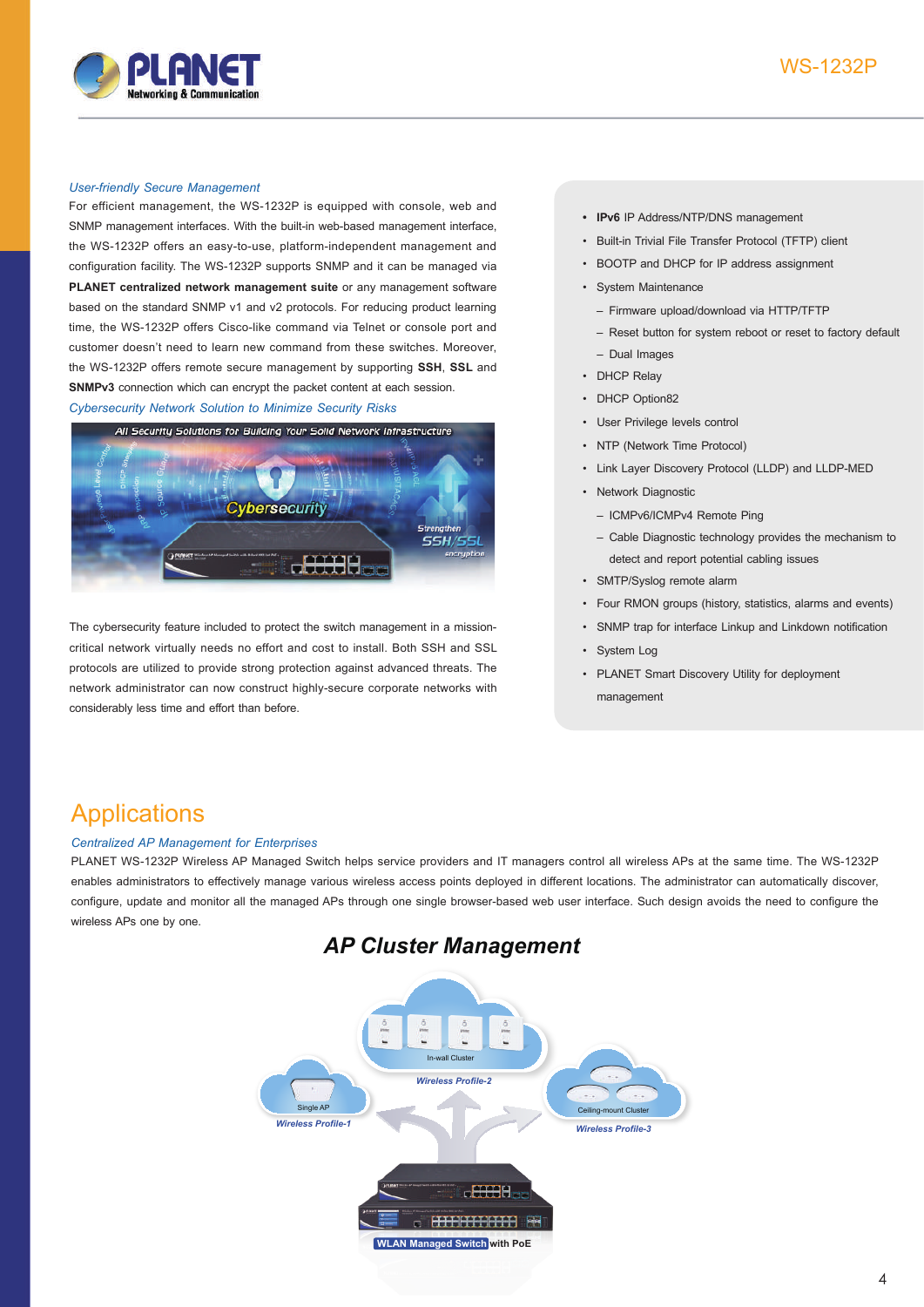*User-friendly Secure Management*

For efficient management, the WS-1232P is equipped with console, web and SNMP management interfaces. With the built-in web-based management interface, the WS-1232P offers an easy-to-use, platform-independent management and configuration facility. The WS-1232P supports SNMP and it can be managed via **PLANET centralized network management suite** or any management software based on the standard SNMP v1 and v2 protocols. For reducing product learning time, the WS-1232P offers Cisco-like command via Telnet or console port and customer doesn't need to learn new command from these switches. Moreover, the WS-1232P offers remote secure management by supporting **SSH**, **SSL** and **SNMPv3** connection which can encrypt the packet content at each session.

*Cybersecurity Network Solution to Minimize Security Risks*

The cybersecurity feature included to protect the switch management in a mission-critical network virtually needs no effort and cost to install. Both SSH and SSL protocols are utilized to provide strong protection against advanced threats. The network administrator can now construct highly-secure corporate networks with considerably less time and effort than before.

- **IPv6** IP Address/NTP/DNS management
- Built-in Trivial File Transfer Protocol (TFTP) client
- BOOTP and DHCP for IP address assignment
- System Maintenance
  - Firmware upload/download via HTTP/TFTP
  - Reset button for system reboot or reset to factory default
  - Dual Images
- DHCP Relay
- DHCP Option82
- User Privilege levels control
- NTP (Network Time Protocol)
- Link Layer Discovery Protocol (LLDP) and LLDP-MED
- Network Diagnostic
  - ICMPv6/ICMPv4 Remote Ping
  - Cable Diagnostic technology provides the mechanism to detect and report potential cabling issues
- SMTP/Syslog remote alarm
- Four RMON groups (history, statistics, alarms and events)
- SNMP trap for interface Linkup and Linkdown notification
- System Log
- PLANET Smart Discovery Utility for deployment management

# Applications

*Centralized AP Management for Enterprises*

PLANET WS-1232P Wireless AP Managed Switch helps service providers and IT managers control all wireless APs at the same time. The WS-1232P enables administrators to effectively manage various wireless access points deployed in different locations. The administrator can automatically discover, configure, update and monitor all the managed APs through one single browser-based web user interface. Such design avoids the need to configure the wireless APs one by one.

**AP Cluster Management**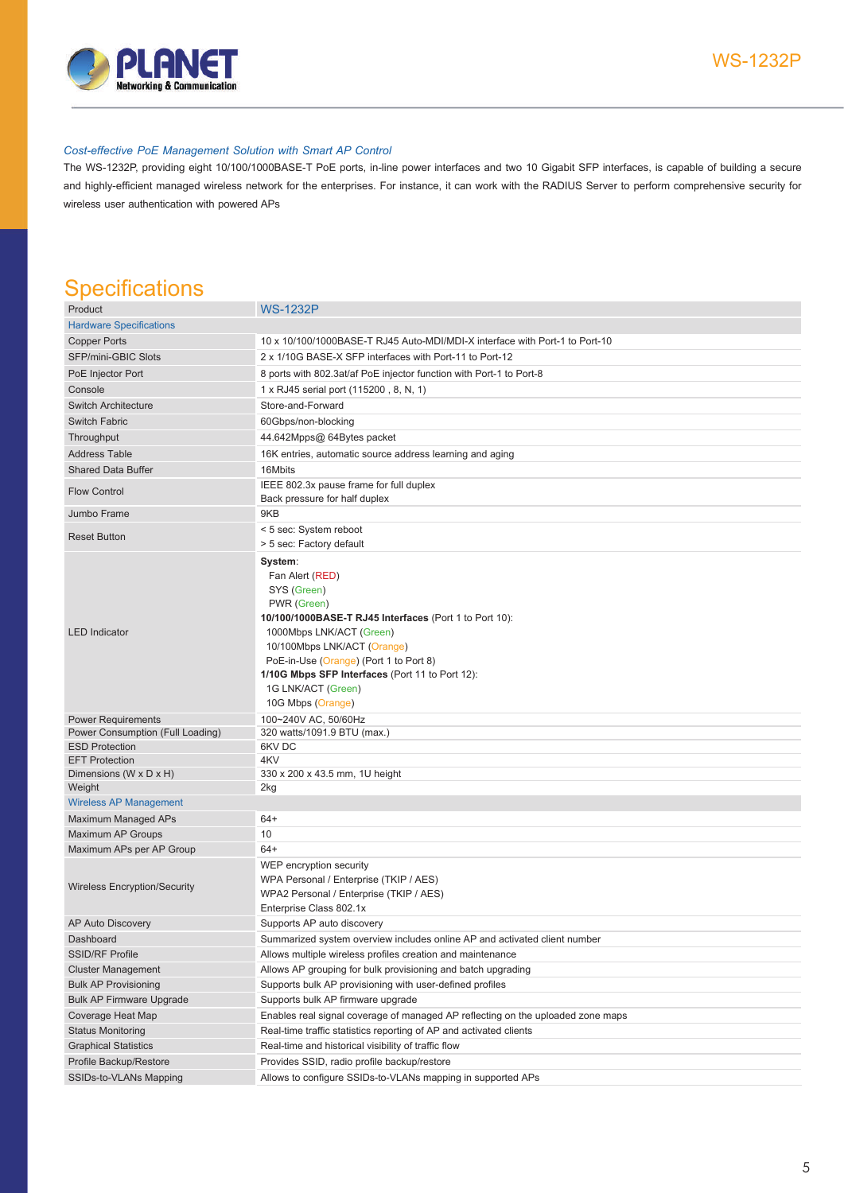*Cost-effective PoE Management Solution with Smart AP Control*

The WS-1232P, providing eight 10/100/1000BASE-T PoE ports, in-line power interfaces and two 10 Gigabit SFP interfaces, is capable of building a secure and highly-efficient managed wireless network for the enterprises. For instance, it can work with the RADIUS Server to perform comprehensive security for wireless user authentication with powered APs

# Specifications

| Product | WS-1232P |
|---|---|
| **Hardware Specifications** | |
| Copper Ports | 10 x 10/100/1000BASE-T RJ45 Auto-MDI/MDI-X interface with Port-1 to Port-10 |
| SFP/mini-GBIC Slots | 2 x 1/10G BASE-X SFP interfaces with Port-11 to Port-12 |
| PoE Injector Port | 8 ports with 802.3at/af PoE injector function with Port-1 to Port-8 |
| Console | 1 x RJ45 serial port (115200 , 8, N, 1) |
| Switch Architecture | Store-and-Forward |
| Switch Fabric | 60Gbps/non-blocking |
| Throughput | 44.642Mpps@ 64Bytes packet |
| Address Table | 16K entries, automatic source address learning and aging |
| Shared Data Buffer | 16Mbits |
| Flow Control | IEEE 802.3x pause frame for full duplex<br>Back pressure for half duplex |
| Jumbo Frame | 9KB |
| Reset Button | < 5 sec: System reboot<br>> 5 sec: Factory default |
| LED Indicator | **System**:<br>Fan Alert (RED)<br>SYS (Green)<br>PWR (Green)<br>**10/100/1000BASE-T RJ45 Interfaces** (Port 1 to Port 10):<br>1000Mbps LNK/ACT (Green)<br>10/100Mbps LNK/ACT (Orange)<br>PoE-in-Use (Orange) (Port 1 to Port 8)<br>**1/10G Mbps SFP Interfaces** (Port 11 to Port 12):<br>1G LNK/ACT (Green)<br>10G Mbps (Orange) |
| Power Requirements | 100~240V AC, 50/60Hz |
| Power Consumption (Full Loading) | 320 watts/1091.9 BTU (max.) |
| ESD Protection | 6KV DC |
| EFT Protection | 4KV |
| Dimensions (W x D x H) | 330 x 200 x 43.5 mm, 1U height |
| Weight | 2kg |
| **Wireless AP Management** | |
| Maximum Managed APs | 64+ |
| Maximum AP Groups | 10 |
| Maximum APs per AP Group | 64+ |
| Wireless Encryption/Security | WEP encryption security<br>WPA Personal / Enterprise (TKIP / AES)<br>WPA2 Personal / Enterprise (TKIP / AES)<br>Enterprise Class 802.1x |
| AP Auto Discovery | Supports AP auto discovery |
| Dashboard | Summarized system overview includes online AP and activated client number |
| SSID/RF Profile | Allows multiple wireless profiles creation and maintenance |
| Cluster Management | Allows AP grouping for bulk provisioning and batch upgrading |
| Bulk AP Provisioning | Supports bulk AP provisioning with user-defined profiles |
| Bulk AP Firmware Upgrade | Supports bulk AP firmware upgrade |
| Coverage Heat Map | Enables real signal coverage of managed AP reflecting on the uploaded zone maps |
| Status Monitoring | Real-time traffic statistics reporting of AP and activated clients |
| Graphical Statistics | Real-time and historical visibility of traffic flow |
| Profile Backup/Restore | Provides SSID, radio profile backup/restore |
| SSIDs-to-VLANs Mapping | Allows to configure SSIDs-to-VLANs mapping in supported APs |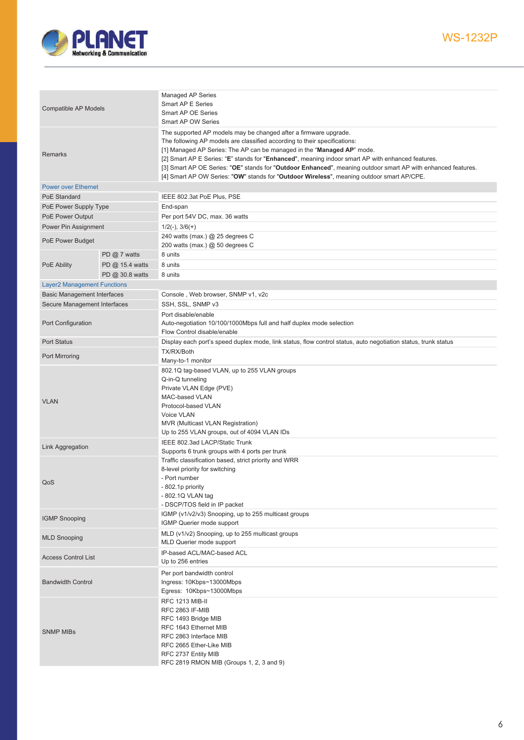| | | |
|---|---|---|
| Compatible AP Models | | Managed AP Series<br>Smart AP E Series<br>Smart AP OE Series<br>Smart AP OW Series |
| Remarks | | The supported AP models may be changed after a firmware upgrade.<br>The following AP models are classified according to their specifications:<br>[1] Managed AP Series: The AP can be managed in the "**Managed AP**" mode.<br>[2] Smart AP E Series: "**E**" stands for "**Enhanced**", meaning indoor smart AP with enhanced features.<br>[3] Smart AP OE Series: "**OE**" stands for "**Outdoor Enhanced**", meaning outdoor smart AP with enhanced features.<br>[4] Smart AP OW Series: "**OW**" stands for "**Outdoor Wireless**", meaning outdoor smart AP/CPE. |
| **Power over Ethernet** | | |
| PoE Standard | | IEEE 802.3at PoE Plus, PSE |
| PoE Power Supply Type | | End-span |
| PoE Power Output | | Per port 54V DC, max. 36 watts |
| Power Pin Assignment | | 1/2(-), 3/6(+) |
| PoE Power Budget | | 240 watts (max.) @ 25 degrees C<br>200 watts (max.) @ 50 degrees C |
| PoE Ability | PD @ 7 watts | 8 units |
| | PD @ 15.4 watts | 8 units |
| | PD @ 30.8 watts | 8 units |
| **Layer2 Management Functions** | | |
| Basic Management Interfaces | | Console , Web browser, SNMP v1, v2c |
| Secure Management Interfaces | | SSH, SSL, SNMP v3 |
| Port Configuration | | Port disable/enable<br>Auto-negotiation 10/100/1000Mbps full and half duplex mode selection<br>Flow Control disable/enable |
| Port Status | | Display each port's speed duplex mode, link status, flow control status, auto negotiation status, trunk status |
| Port Mirroring | | TX/RX/Both<br>Many-to-1 monitor |
| VLAN | | 802.1Q tag-based VLAN, up to 255 VLAN groups<br>Q-in-Q tunneling<br>Private VLAN Edge (PVE)<br>MAC-based VLAN<br>Protocol-based VLAN<br>Voice VLAN<br>MVR (Multicast VLAN Registration)<br>Up to 255 VLAN groups, out of 4094 VLAN IDs |
| Link Aggregation | | IEEE 802.3ad LACP/Static Trunk<br>Supports 6 trunk groups with 4 ports per trunk |
| QoS | | Traffic classification based, strict priority and WRR<br>8-level priority for switching<br>- Port number<br>- 802.1p priority<br>- 802.1Q VLAN tag<br>- DSCP/TOS field in IP packet |
| IGMP Snooping | | IGMP (v1/v2/v3) Snooping, up to 255 multicast groups<br>IGMP Querier mode support |
| MLD Snooping | | MLD (v1/v2) Snooping, up to 255 multicast groups<br>MLD Querier mode support |
| Access Control List | | IP-based ACL/MAC-based ACL<br>Up to 256 entries |
| Bandwidth Control | | Per port bandwidth control<br>Ingress: 10Kbps~13000Mbps<br>Egress: 10Kbps~13000Mbps |
| SNMP MIBs | | RFC 1213 MIB-II<br>RFC 2863 IF-MIB<br>RFC 1493 Bridge MIB<br>RFC 1643 Ethernet MIB<br>RFC 2863 Interface MIB<br>RFC 2665 Ether-Like MIB<br>RFC 2737 Entity MIB<br>RFC 2819 RMON MIB (Groups 1, 2, 3 and 9) |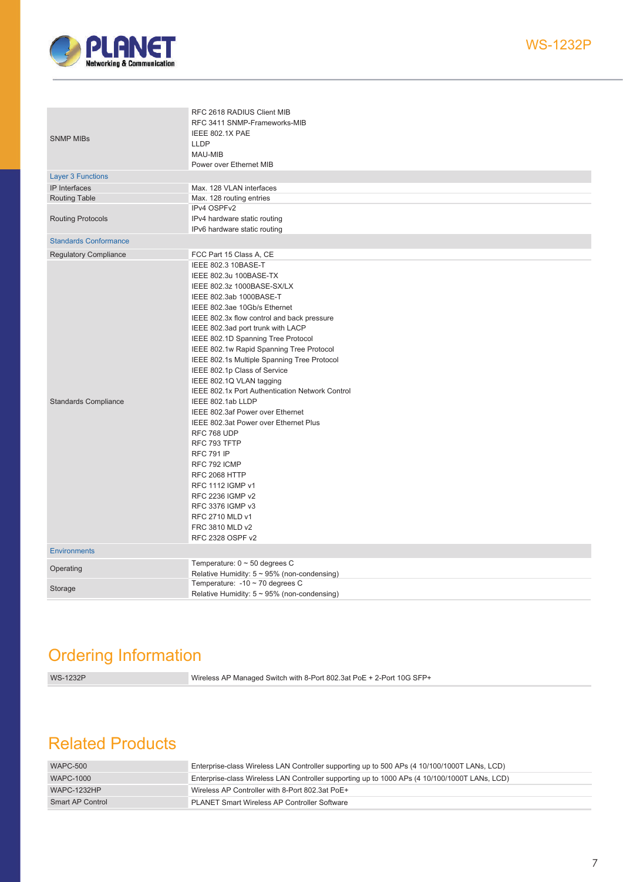| | |
|---|---|
| SNMP MIBs | RFC 2618 RADIUS Client MIB<br>RFC 3411 SNMP-Frameworks-MIB<br>IEEE 802.1X PAE<br>LLDP<br>MAU-MIB<br>Power over Ethernet MIB |
| **Layer 3 Functions** | |
| IP Interfaces | Max. 128 VLAN interfaces |
| Routing Table | Max. 128 routing entries |
| Routing Protocols | IPv4 OSPFv2<br>IPv4 hardware static routing<br>IPv6 hardware static routing |
| **Standards Conformance** | |
| Regulatory Compliance | FCC Part 15 Class A, CE |
| Standards Compliance | IEEE 802.3 10BASE-T<br>IEEE 802.3u 100BASE-TX<br>IEEE 802.3z 1000BASE-SX/LX<br>IEEE 802.3ab 1000BASE-T<br>IEEE 802.3ae 10Gb/s Ethernet<br>IEEE 802.3x flow control and back pressure<br>IEEE 802.3ad port trunk with LACP<br>IEEE 802.1D Spanning Tree Protocol<br>IEEE 802.1w Rapid Spanning Tree Protocol<br>IEEE 802.1s Multiple Spanning Tree Protocol<br>IEEE 802.1p Class of Service<br>IEEE 802.1Q VLAN tagging<br>IEEE 802.1x Port Authentication Network Control<br>IEEE 802.1ab LLDP<br>IEEE 802.3af Power over Ethernet<br>IEEE 802.3at Power over Ethernet Plus<br>RFC 768 UDP<br>RFC 793 TFTP<br>RFC 791 IP<br>RFC 792 ICMP<br>RFC 2068 HTTP<br>RFC 1112 IGMP v1<br>RFC 2236 IGMP v2<br>RFC 3376 IGMP v3<br>RFC 2710 MLD v1<br>FRC 3810 MLD v2<br>RFC 2328 OSPF v2 |
| **Environments** | |
| Operating | Temperature: 0 ~ 50 degrees C<br>Relative Humidity: 5 ~ 95% (non-condensing) |
| Storage | Temperature: -10 ~ 70 degrees C<br>Relative Humidity: 5 ~ 95% (non-condensing) |

## Ordering Information

| | |
|---|---|
| WS-1232P | Wireless AP Managed Switch with 8-Port 802.3at PoE + 2-Port 10G SFP+ |

## Related Products

| | |
|---|---|
| WAPC-500 | Enterprise-class Wireless LAN Controller supporting up to 500 APs (4 10/100/1000T LANs, LCD) |
| WAPC-1000 | Enterprise-class Wireless LAN Controller supporting up to 1000 APs (4 10/100/1000T LANs, LCD) |
| WAPC-1232HP | Wireless AP Controller with 8-Port 802.3at PoE+ |
| Smart AP Control | PLANET Smart Wireless AP Controller Software |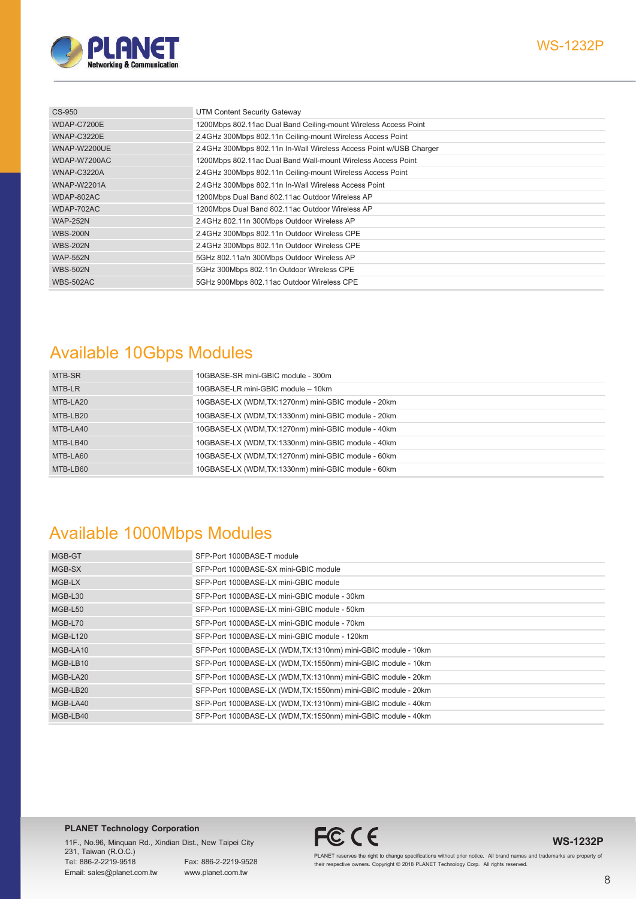| | |
|---|---|
| CS-950 | UTM Content Security Gateway |
| WDAP-C7200E | 1200Mbps 802.11ac Dual Band Ceiling-mount Wireless Access Point |
| WNAP-C3220E | 2.4GHz 300Mbps 802.11n Ceiling-mount Wireless Access Point |
| WNAP-W2200UE | 2.4GHz 300Mbps 802.11n In-Wall Wireless Access Point w/USB Charger |
| WDAP-W7200AC | 1200Mbps 802.11ac Dual Band Wall-mount Wireless Access Point |
| WNAP-C3220A | 2.4GHz 300Mbps 802.11n Ceiling-mount Wireless Access Point |
| WNAP-W2201A | 2.4GHz 300Mbps 802.11n In-Wall Wireless Access Point |
| WDAP-802AC | 1200Mbps Dual Band 802.11ac Outdoor Wireless AP |
| WDAP-702AC | 1200Mbps Dual Band 802.11ac Outdoor Wireless AP |
| WAP-252N | 2.4GHz 802.11n 300Mbps Outdoor Wireless AP |
| WBS-200N | 2.4GHz 300Mbps 802.11n Outdoor Wireless CPE |
| WBS-202N | 2.4GHz 300Mbps 802.11n Outdoor Wireless CPE |
| WAP-552N | 5GHz 802.11a/n 300Mbps Outdoor Wireless AP |
| WBS-502N | 5GHz 300Mbps 802.11n Outdoor Wireless CPE |
| WBS-502AC | 5GHz 900Mbps 802.11ac Outdoor Wireless CPE |

## Available 10Gbps Modules

| | |
|---|---|
| MTB-SR | 10GBASE-SR mini-GBIC module - 300m |
| MTB-LR | 10GBASE-LR mini-GBIC module – 10km |
| MTB-LA20 | 10GBASE-LX (WDM,TX:1270nm) mini-GBIC module - 20km |
| MTB-LB20 | 10GBASE-LX (WDM,TX:1330nm) mini-GBIC module - 20km |
| MTB-LA40 | 10GBASE-LX (WDM,TX:1270nm) mini-GBIC module - 40km |
| MTB-LB40 | 10GBASE-LX (WDM,TX:1330nm) mini-GBIC module - 40km |
| MTB-LA60 | 10GBASE-LX (WDM,TX:1270nm) mini-GBIC module - 60km |
| MTB-LB60 | 10GBASE-LX (WDM,TX:1330nm) mini-GBIC module - 60km |

## Available 1000Mbps Modules

| | |
|---|---|
| MGB-GT | SFP-Port 1000BASE-T module |
| MGB-SX | SFP-Port 1000BASE-SX mini-GBIC module |
| MGB-LX | SFP-Port 1000BASE-LX mini-GBIC module |
| MGB-L30 | SFP-Port 1000BASE-LX mini-GBIC module - 30km |
| MGB-L50 | SFP-Port 1000BASE-LX mini-GBIC module - 50km |
| MGB-L70 | SFP-Port 1000BASE-LX mini-GBIC module - 70km |
| MGB-L120 | SFP-Port 1000BASE-LX mini-GBIC module - 120km |
| MGB-LA10 | SFP-Port 1000BASE-LX (WDM,TX:1310nm) mini-GBIC module - 10km |
| MGB-LB10 | SFP-Port 1000BASE-LX (WDM,TX:1550nm) mini-GBIC module - 10km |
| MGB-LA20 | SFP-Port 1000BASE-LX (WDM,TX:1310nm) mini-GBIC module - 20km |
| MGB-LB20 | SFP-Port 1000BASE-LX (WDM,TX:1550nm) mini-GBIC module - 20km |
| MGB-LA40 | SFP-Port 1000BASE-LX (WDM,TX:1310nm) mini-GBIC module - 40km |
| MGB-LB40 | SFP-Port 1000BASE-LX (WDM,TX:1550nm) mini-GBIC module - 40km |

**PLANET Technology Corporation**

11F., No.96, Minquan Rd., Xindian Dist., New Taipei City 231, Taiwan (R.O.C.)
Tel: 886-2-2219-9518 Fax: 886-2-2219-9528
Email: sales@planet.com.tw www.planet.com.tw

PLANET reserves the right to change specifications without prior notice. All brand names and trademarks are property of their respective owners. Copyright © 2018 PLANET Technology Corp. All rights reserved.